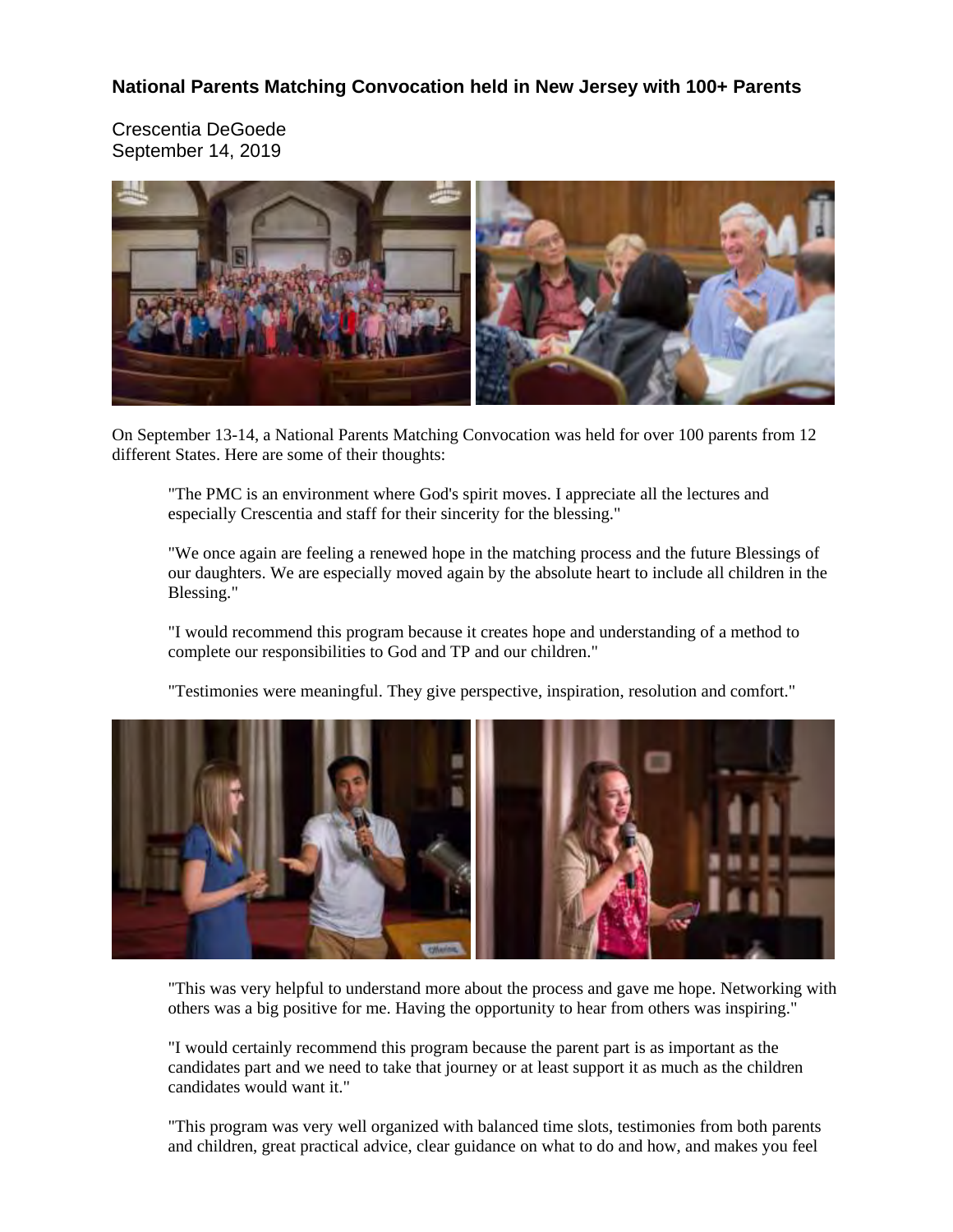# National Parents Matching Convocation held in New Jersey with 100+ Parents

Crescentia DeGoede
September 14, 2019

On September 13-14, a National Parents Matching Convocation was held for over 100 parents from 12 different States. Here are some of their thoughts:

> "The PMC is an environment where God's spirit moves. I appreciate all the lectures and especially Crescentia and staff for their sincerity for the blessing."
>
> "We once again are feeling a renewed hope in the matching process and the future Blessings of our daughters. We are especially moved again by the absolute heart to include all children in the Blessing."
>
> "I would recommend this program because it creates hope and understanding of a method to complete our responsibilities to God and TP and our children."
>
> "Testimonies were meaningful. They give perspective, inspiration, resolution and comfort."
>
> "This was very helpful to understand more about the process and gave me hope. Networking with others was a big positive for me. Having the opportunity to hear from others was inspiring."
>
> "I would certainly recommend this program because the parent part is as important as the candidates part and we need to take that journey or at least support it as much as the children candidates would want it."
>
> "This program was very well organized with balanced time slots, testimonies from both parents and children, great practical advice, clear guidance on what to do and how, and makes you feel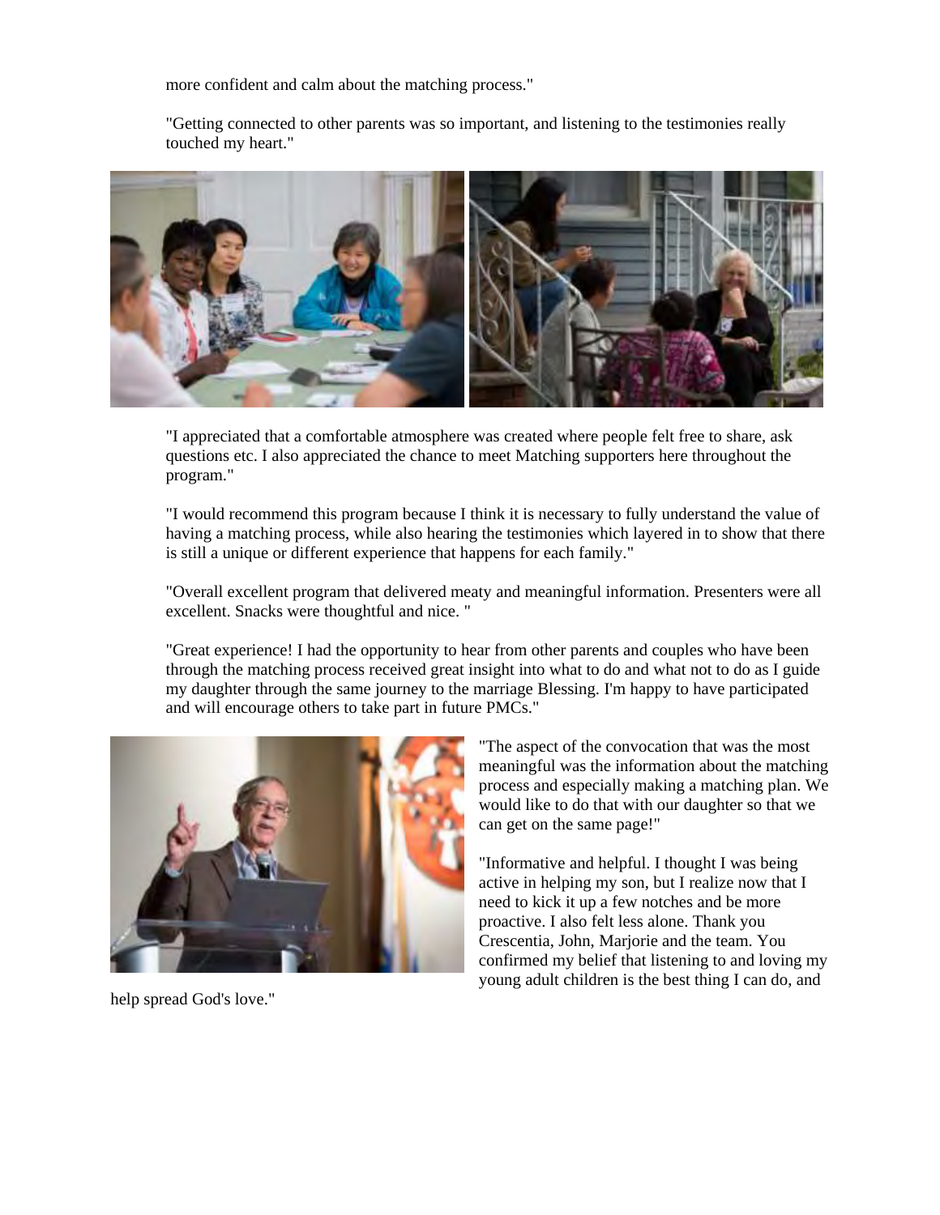more confident and calm about the matching process."

"Getting connected to other parents was so important, and listening to the testimonies really touched my heart."

"I appreciated that a comfortable atmosphere was created where people felt free to share, ask questions etc. I also appreciated the chance to meet Matching supporters here throughout the program."

"I would recommend this program because I think it is necessary to fully understand the value of having a matching process, while also hearing the testimonies which layered in to show that there is still a unique or different experience that happens for each family."

"Overall excellent program that delivered meaty and meaningful information. Presenters were all excellent. Snacks were thoughtful and nice. "

"Great experience! I had the opportunity to hear from other parents and couples who have been through the matching process received great insight into what to do and what not to do as I guide my daughter through the same journey to the marriage Blessing. I'm happy to have participated and will encourage others to take part in future PMCs."

"The aspect of the convocation that was the most meaningful was the information about the matching process and especially making a matching plan. We would like to do that with our daughter so that we can get on the same page!"

"Informative and helpful. I thought I was being active in helping my son, but I realize now that I need to kick it up a few notches and be more proactive. I also felt less alone. Thank you Crescentia, John, Marjorie and the team. You confirmed my belief that listening to and loving my young adult children is the best thing I can do, and help spread God's love."